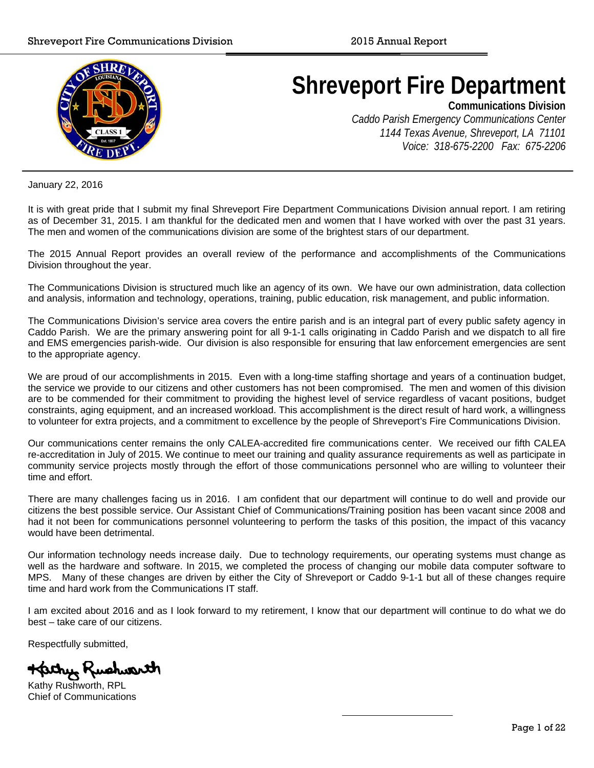# Shreveport Fire Department

**Communications Division**

*Caddo Parish Emergency Communications Center*
*1144 Texas Avenue, Shreveport, LA 71101*
*Voice: 318-675-2200 Fax: 675-2206*

January 22, 2016

It is with great pride that I submit my final Shreveport Fire Department Communications Division annual report. I am retiring as of December 31, 2015. I am thankful for the dedicated men and women that I have worked with over the past 31 years. The men and women of the communications division are some of the brightest stars of our department.

The 2015 Annual Report provides an overall review of the performance and accomplishments of the Communications Division throughout the year.

The Communications Division is structured much like an agency of its own. We have our own administration, data collection and analysis, information and technology, operations, training, public education, risk management, and public information.

The Communications Division's service area covers the entire parish and is an integral part of every public safety agency in Caddo Parish. We are the primary answering point for all 9-1-1 calls originating in Caddo Parish and we dispatch to all fire and EMS emergencies parish-wide. Our division is also responsible for ensuring that law enforcement emergencies are sent to the appropriate agency.

We are proud of our accomplishments in 2015. Even with a long-time staffing shortage and years of a continuation budget, the service we provide to our citizens and other customers has not been compromised. The men and women of this division are to be commended for their commitment to providing the highest level of service regardless of vacant positions, budget constraints, aging equipment, and an increased workload. This accomplishment is the direct result of hard work, a willingness to volunteer for extra projects, and a commitment to excellence by the people of Shreveport's Fire Communications Division.

Our communications center remains the only CALEA-accredited fire communications center. We received our fifth CALEA re-accreditation in July of 2015. We continue to meet our training and quality assurance requirements as well as participate in community service projects mostly through the effort of those communications personnel who are willing to volunteer their time and effort.

There are many challenges facing us in 2016. I am confident that our department will continue to do well and provide our citizens the best possible service. Our Assistant Chief of Communications/Training position has been vacant since 2008 and had it not been for communications personnel volunteering to perform the tasks of this position, the impact of this vacancy would have been detrimental.

Our information technology needs increase daily. Due to technology requirements, our operating systems must change as well as the hardware and software. In 2015, we completed the process of changing our mobile data computer software to MPS. Many of these changes are driven by either the City of Shreveport or Caddo 9-1-1 but all of these changes require time and hard work from the Communications IT staff.

I am excited about 2016 and as I look forward to my retirement, I know that our department will continue to do what we do best – take care of our citizens.

Respectfully submitted,

Kathy Rushworth

Kathy Rushworth, RPL
Chief of Communications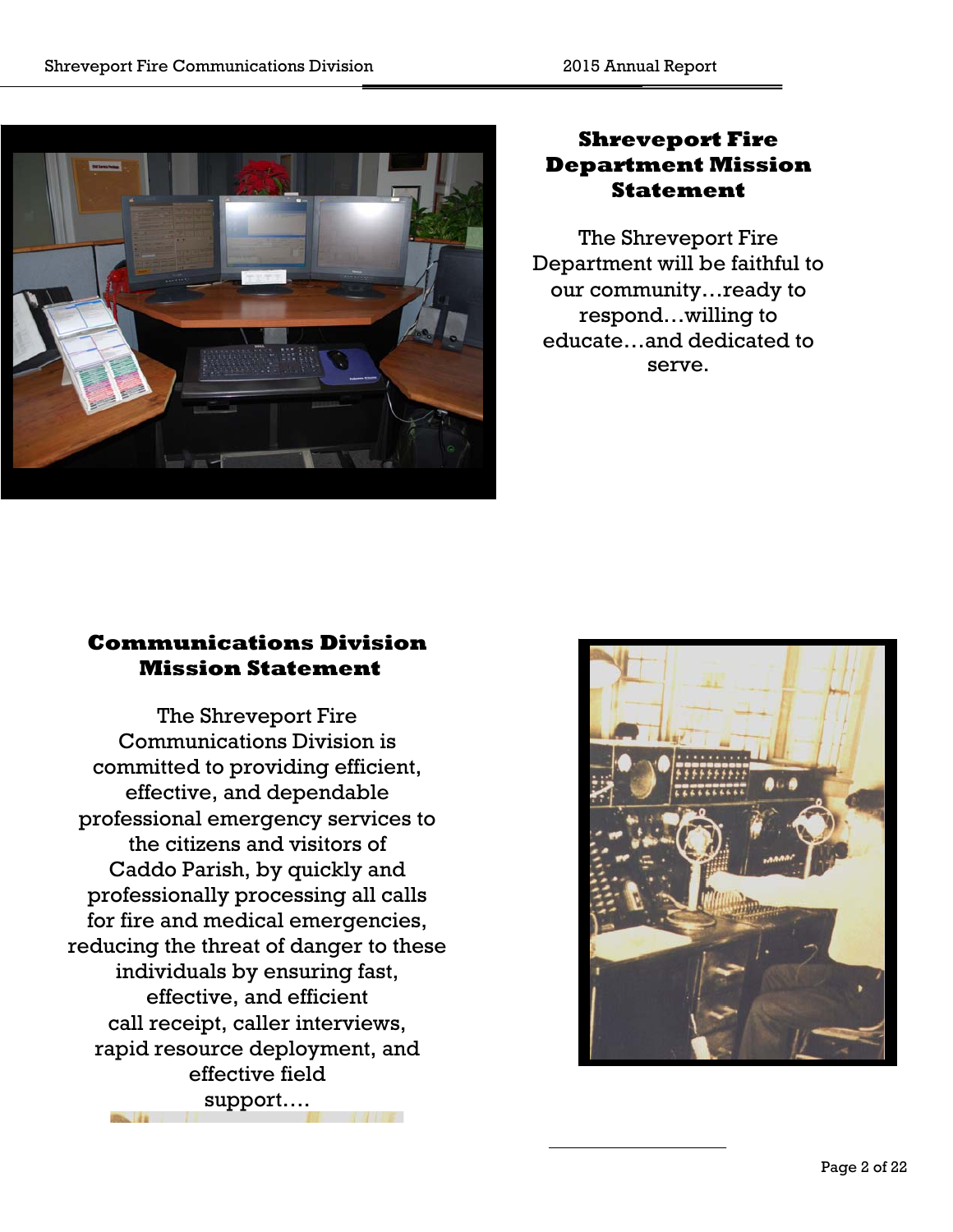## Shreveport Fire Department Mission Statement

The Shreveport Fire Department will be faithful to our community…ready to respond…willing to educate…and dedicated to serve.

## Communications Division Mission Statement

The Shreveport Fire Communications Division is committed to providing efficient, effective, and dependable professional emergency services to the citizens and visitors of Caddo Parish, by quickly and professionally processing all calls for fire and medical emergencies, reducing the threat of danger to these individuals by ensuring fast, effective, and efficient call receipt, caller interviews, rapid resource deployment, and effective field support….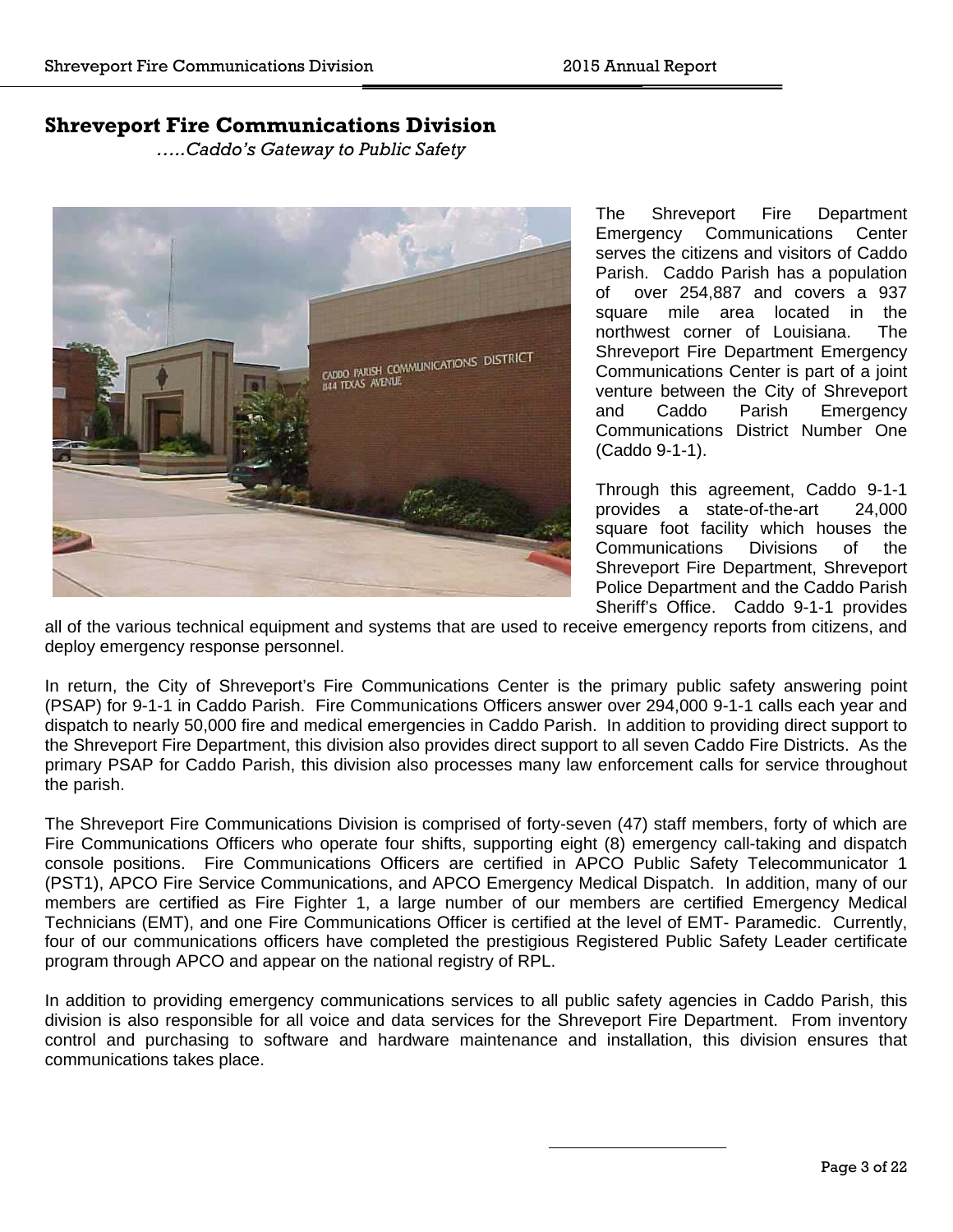# Shreveport Fire Communications Division

*…..Caddo's Gateway to Public Safety*

The Shreveport Fire Department Emergency Communications Center serves the citizens and visitors of Caddo Parish. Caddo Parish has a population of over 254,887 and covers a 937 square mile area located in the northwest corner of Louisiana. The Shreveport Fire Department Emergency Communications Center is part of a joint venture between the City of Shreveport and Caddo Parish Emergency Communications District Number One (Caddo 9-1-1).

Through this agreement, Caddo 9-1-1 provides a state-of-the-art 24,000 square foot facility which houses the Communications Divisions of the Shreveport Fire Department, Shreveport Police Department and the Caddo Parish Sheriff's Office. Caddo 9-1-1 provides all of the various technical equipment and systems that are used to receive emergency reports from citizens, and deploy emergency response personnel.

In return, the City of Shreveport's Fire Communications Center is the primary public safety answering point (PSAP) for 9-1-1 in Caddo Parish. Fire Communications Officers answer over 294,000 9-1-1 calls each year and dispatch to nearly 50,000 fire and medical emergencies in Caddo Parish. In addition to providing direct support to the Shreveport Fire Department, this division also provides direct support to all seven Caddo Fire Districts. As the primary PSAP for Caddo Parish, this division also processes many law enforcement calls for service throughout the parish.

The Shreveport Fire Communications Division is comprised of forty-seven (47) staff members, forty of which are Fire Communications Officers who operate four shifts, supporting eight (8) emergency call-taking and dispatch console positions. Fire Communications Officers are certified in APCO Public Safety Telecommunicator 1 (PST1), APCO Fire Service Communications, and APCO Emergency Medical Dispatch. In addition, many of our members are certified as Fire Fighter 1, a large number of our members are certified Emergency Medical Technicians (EMT), and one Fire Communications Officer is certified at the level of EMT- Paramedic. Currently, four of our communications officers have completed the prestigious Registered Public Safety Leader certificate program through APCO and appear on the national registry of RPL.

In addition to providing emergency communications services to all public safety agencies in Caddo Parish, this division is also responsible for all voice and data services for the Shreveport Fire Department. From inventory control and purchasing to software and hardware maintenance and installation, this division ensures that communications takes place.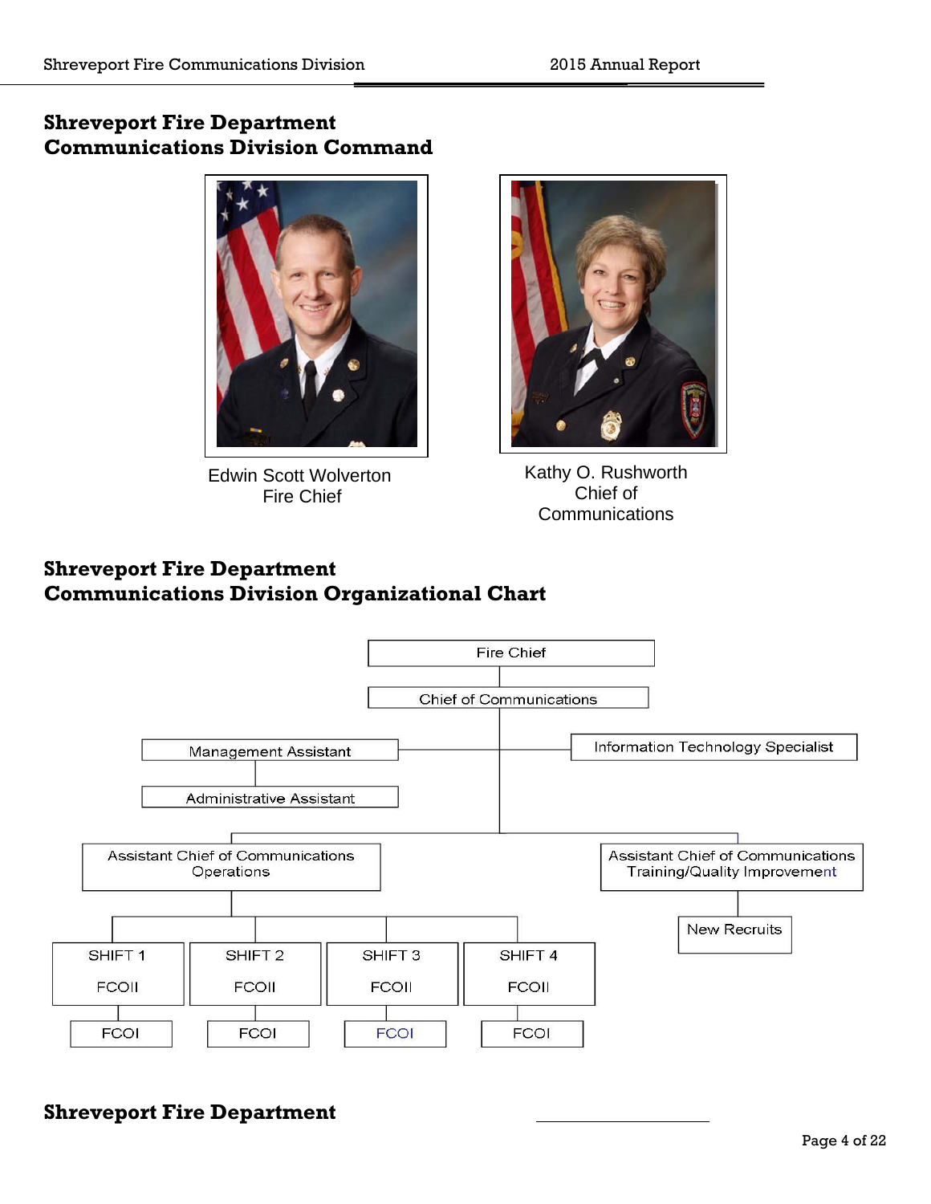## Shreveport Fire Department
## Communications Division Command

Edwin Scott Wolverton
Fire Chief

Kathy O. Rushworth
Chief of
Communications

## Shreveport Fire Department
## Communications Division Organizational Chart

- Fire Chief
  - Chief of Communications
    - Management Assistant
      - Administrative Assistant
    - Information Technology Specialist
    - Assistant Chief of Communications Operations
      - SHIFT 1: FCOII
        - FCOI
      - SHIFT 2: FCOII
        - FCOI
      - SHIFT 3: FCOII
        - FCOI
      - SHIFT 4: FCOII
        - FCOI
    - Assistant Chief of Communications Training/Quality Improvement
      - New Recruits

## Shreveport Fire Department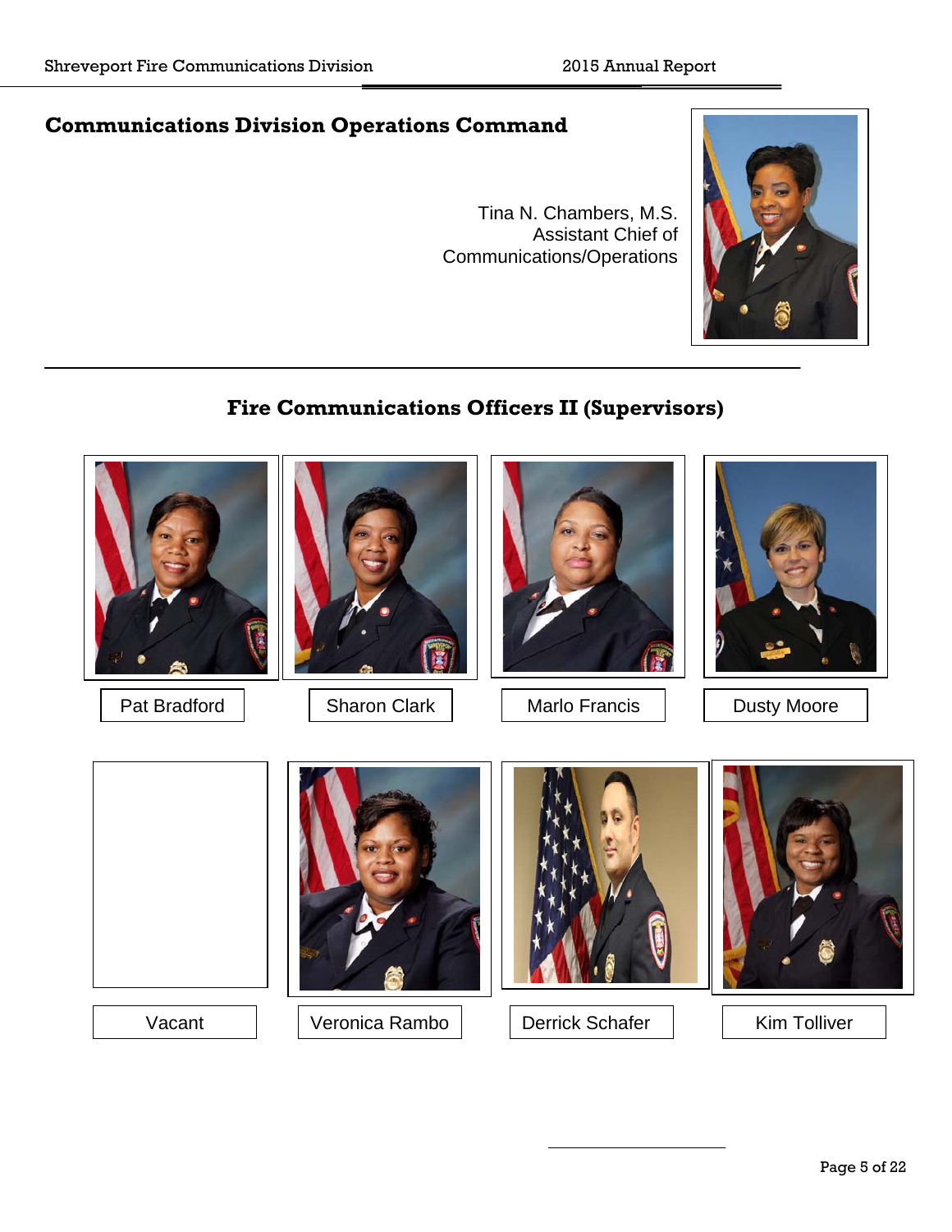## Communications Division Operations Command

Tina N. Chambers, M.S.
Assistant Chief of
Communications/Operations

## Fire Communications Officers II (Supervisors)

Pat Bradford

Sharon Clark

Marlo Francis

Dusty Moore

Vacant

Veronica Rambo

Derrick Schafer

Kim Tolliver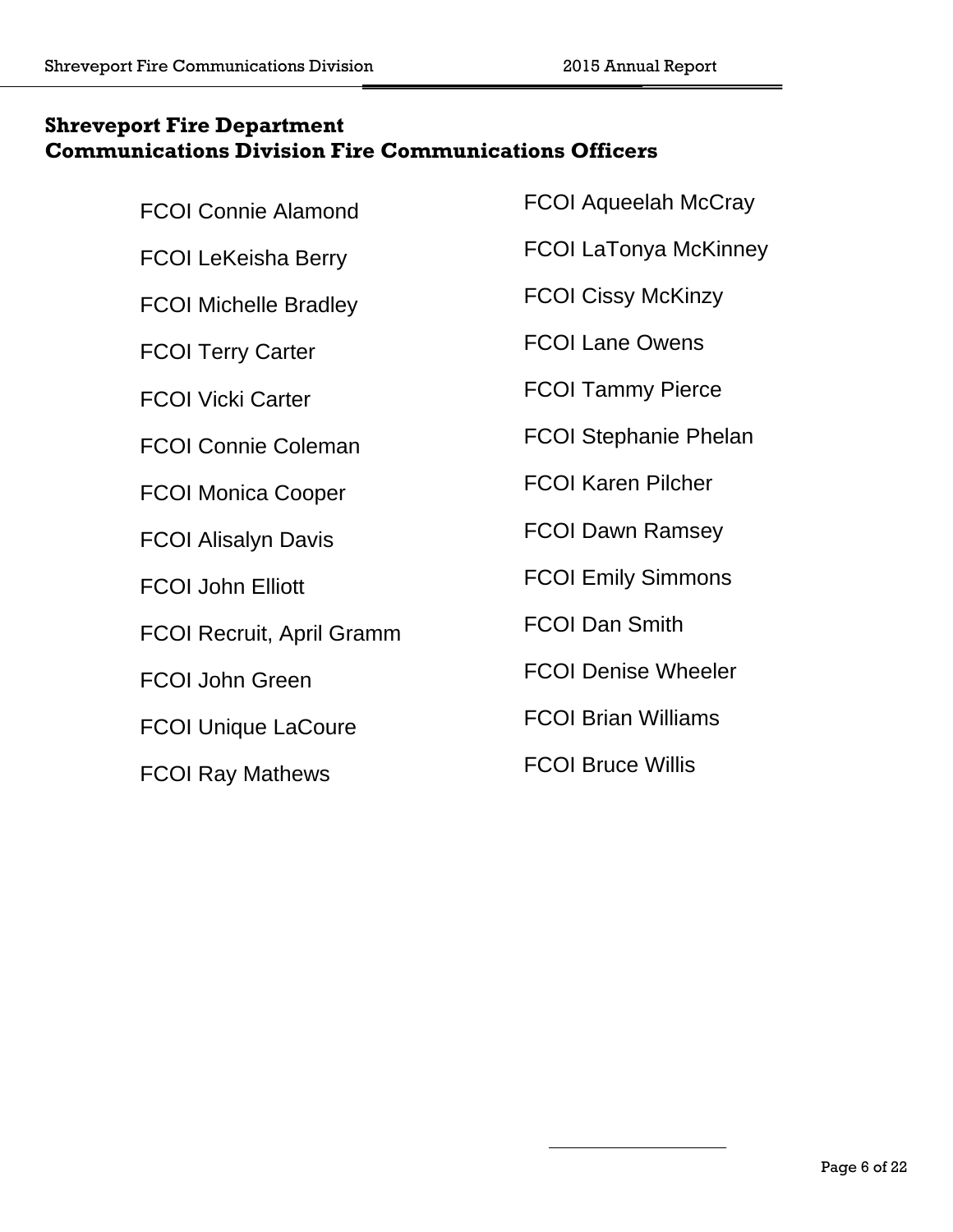## Shreveport Fire Department
## Communications Division Fire Communications Officers

- FCOI Connie Alamond
- FCOI LeKeisha Berry
- FCOI Michelle Bradley
- FCOI Terry Carter
- FCOI Vicki Carter
- FCOI Connie Coleman
- FCOI Monica Cooper
- FCOI Alisalyn Davis
- FCOI John Elliott
- FCOI Recruit, April Gramm
- FCOI John Green
- FCOI Unique LaCoure
- FCOI Ray Mathews
- FCOI Aqueelah McCray
- FCOI LaTonya McKinney
- FCOI Cissy McKinzy
- FCOI Lane Owens
- FCOI Tammy Pierce
- FCOI Stephanie Phelan
- FCOI Karen Pilcher
- FCOI Dawn Ramsey
- FCOI Emily Simmons
- FCOI Dan Smith
- FCOI Denise Wheeler
- FCOI Brian Williams
- FCOI Bruce Willis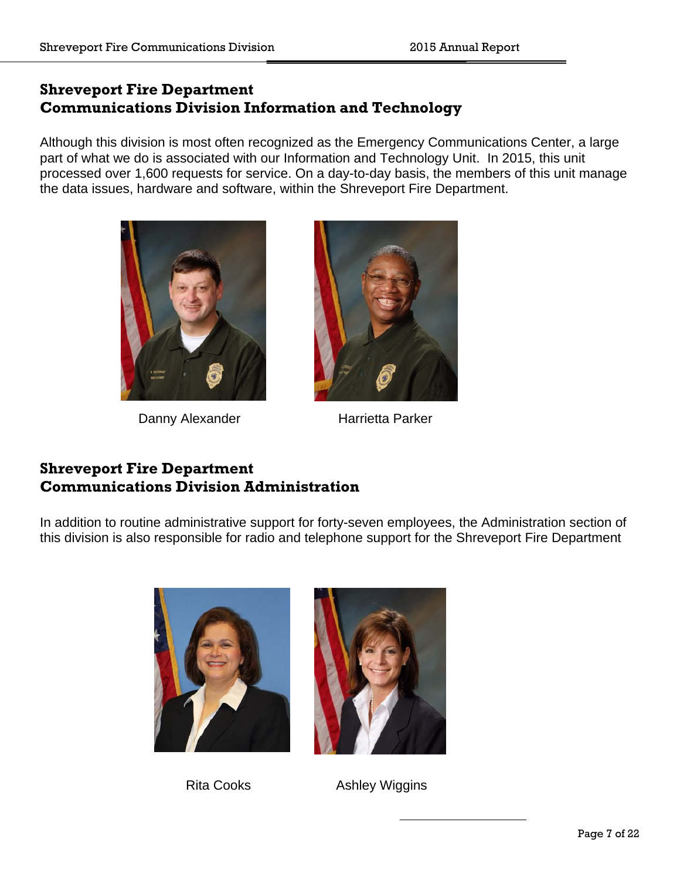## Shreveport Fire Department
## Communications Division Information and Technology

Although this division is most often recognized as the Emergency Communications Center, a large part of what we do is associated with our Information and Technology Unit. In 2015, this unit processed over 1,600 requests for service. On a day-to-day basis, the members of this unit manage the data issues, hardware and software, within the Shreveport Fire Department.

Danny Alexander

Harrietta Parker

## Shreveport Fire Department
## Communications Division Administration

In addition to routine administrative support for forty-seven employees, the Administration section of this division is also responsible for radio and telephone support for the Shreveport Fire Department

Rita Cooks

Ashley Wiggins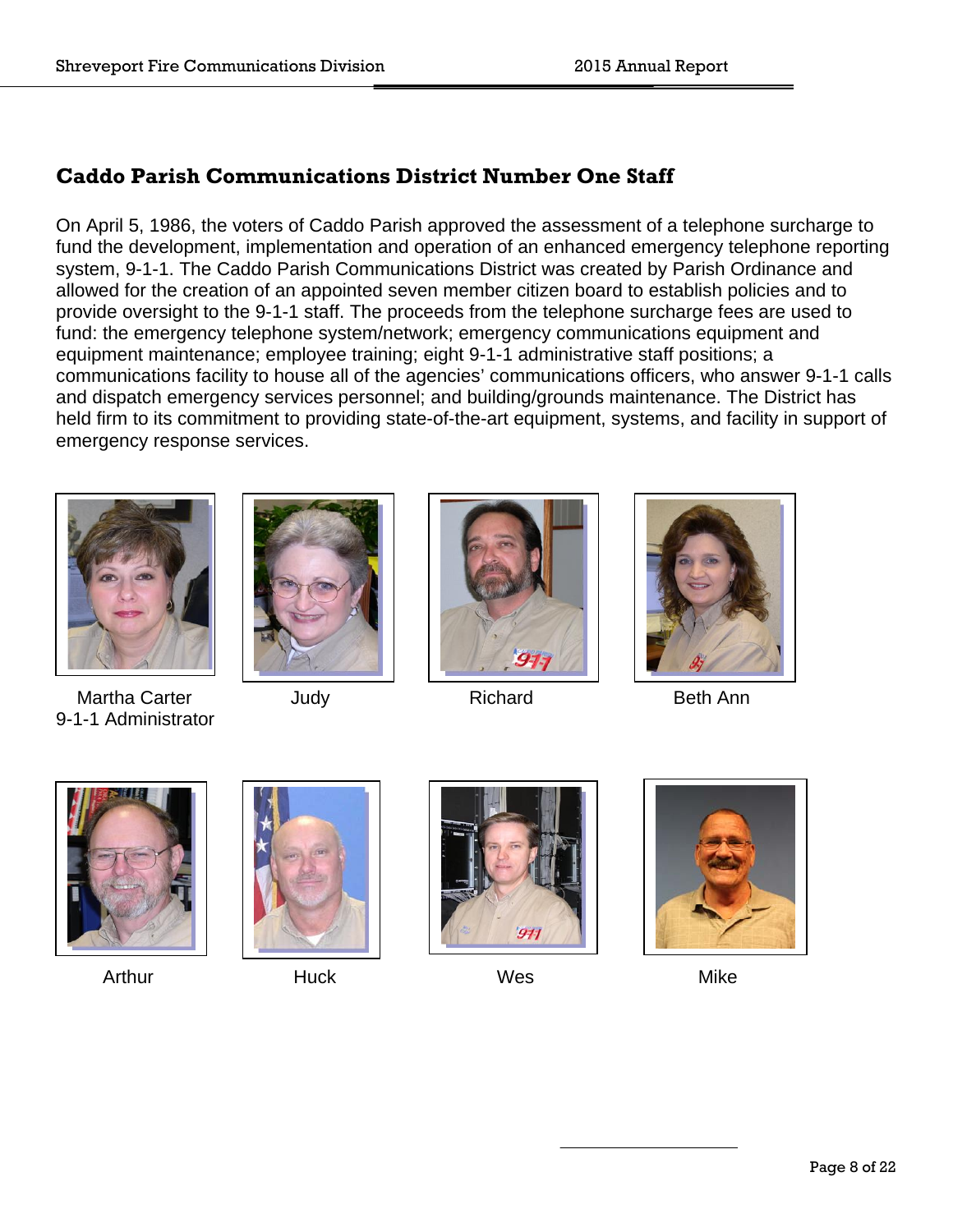## Caddo Parish Communications District Number One Staff

On April 5, 1986, the voters of Caddo Parish approved the assessment of a telephone surcharge to fund the development, implementation and operation of an enhanced emergency telephone reporting system, 9-1-1. The Caddo Parish Communications District was created by Parish Ordinance and allowed for the creation of an appointed seven member citizen board to establish policies and to provide oversight to the 9-1-1 staff. The proceeds from the telephone surcharge fees are used to fund: the emergency telephone system/network; emergency communications equipment and equipment maintenance; employee training; eight 9-1-1 administrative staff positions; a communications facility to house all of the agencies' communications officers, who answer 9-1-1 calls and dispatch emergency services personnel; and building/grounds maintenance. The District has held firm to its commitment to providing state-of-the-art equipment, systems, and facility in support of emergency response services.

Martha Carter
9-1-1 Administrator

Judy

Richard

Beth Ann

Arthur

Huck

Wes

Mike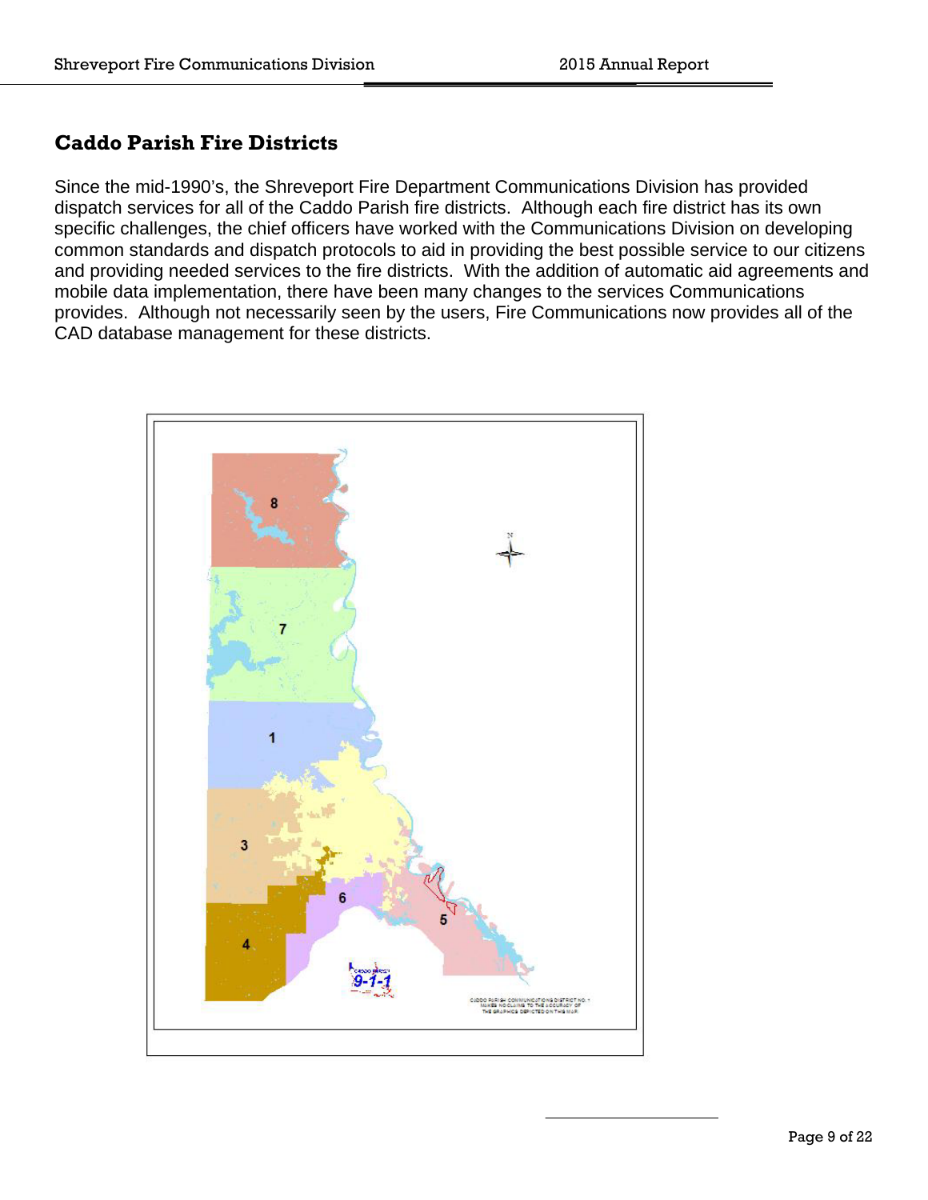## Caddo Parish Fire Districts

Since the mid-1990's, the Shreveport Fire Department Communications Division has provided dispatch services for all of the Caddo Parish fire districts. Although each fire district has its own specific challenges, the chief officers have worked with the Communications Division on developing common standards and dispatch protocols to aid in providing the best possible service to our citizens and providing needed services to the fire districts. With the addition of automatic aid agreements and mobile data implementation, there have been many changes to the services Communications provides. Although not necessarily seen by the users, Fire Communications now provides all of the CAD database management for these districts.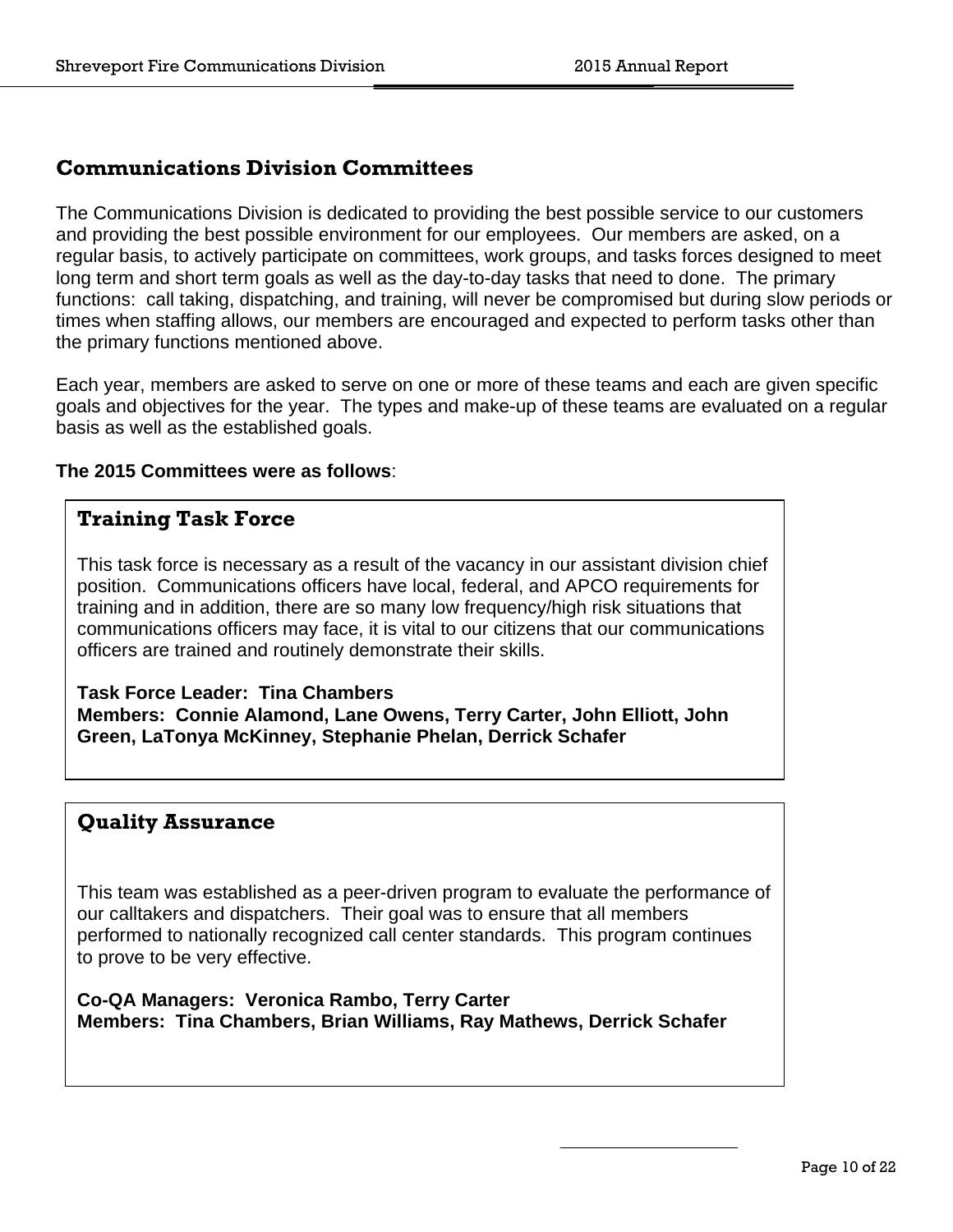## Communications Division Committees

The Communications Division is dedicated to providing the best possible service to our customers and providing the best possible environment for our employees. Our members are asked, on a regular basis, to actively participate on committees, work groups, and tasks forces designed to meet long term and short term goals as well as the day-to-day tasks that need to done. The primary functions: call taking, dispatching, and training, will never be compromised but during slow periods or times when staffing allows, our members are encouraged and expected to perform tasks other than the primary functions mentioned above.

Each year, members are asked to serve on one or more of these teams and each are given specific goals and objectives for the year. The types and make-up of these teams are evaluated on a regular basis as well as the established goals.

**The 2015 Committees were as follows**:

### Training Task Force

This task force is necessary as a result of the vacancy in our assistant division chief position. Communications officers have local, federal, and APCO requirements for training and in addition, there are so many low frequency/high risk situations that communications officers may face, it is vital to our citizens that our communications officers are trained and routinely demonstrate their skills.

**Task Force Leader: Tina Chambers**
**Members: Connie Alamond, Lane Owens, Terry Carter, John Elliott, John Green, LaTonya McKinney, Stephanie Phelan, Derrick Schafer**

### Quality Assurance

This team was established as a peer-driven program to evaluate the performance of our calltakers and dispatchers. Their goal was to ensure that all members performed to nationally recognized call center standards. This program continues to prove to be very effective.

**Co-QA Managers: Veronica Rambo, Terry Carter**
**Members: Tina Chambers, Brian Williams, Ray Mathews, Derrick Schafer**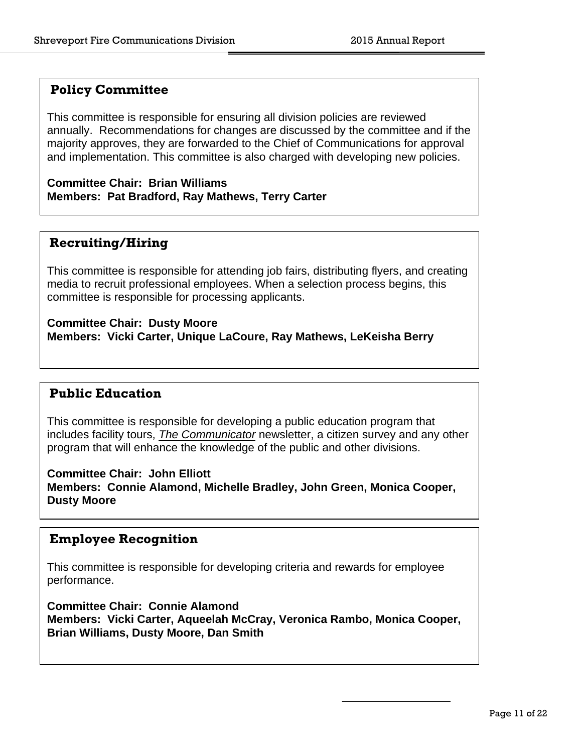## Policy Committee

This committee is responsible for ensuring all division policies are reviewed annually. Recommendations for changes are discussed by the committee and if the majority approves, they are forwarded to the Chief of Communications for approval and implementation. This committee is also charged with developing new policies.

**Committee Chair: Brian Williams**
**Members: Pat Bradford, Ray Mathews, Terry Carter**

## Recruiting/Hiring

This committee is responsible for attending job fairs, distributing flyers, and creating media to recruit professional employees. When a selection process begins, this committee is responsible for processing applicants.

**Committee Chair: Dusty Moore**
**Members: Vicki Carter, Unique LaCoure, Ray Mathews, LeKeisha Berry**

## Public Education

This committee is responsible for developing a public education program that includes facility tours, *The Communicator* newsletter, a citizen survey and any other program that will enhance the knowledge of the public and other divisions.

**Committee Chair: John Elliott**
**Members: Connie Alamond, Michelle Bradley, John Green, Monica Cooper, Dusty Moore**

## Employee Recognition

This committee is responsible for developing criteria and rewards for employee performance.

**Committee Chair: Connie Alamond**
**Members: Vicki Carter, Aqueelah McCray, Veronica Rambo, Monica Cooper, Brian Williams, Dusty Moore, Dan Smith**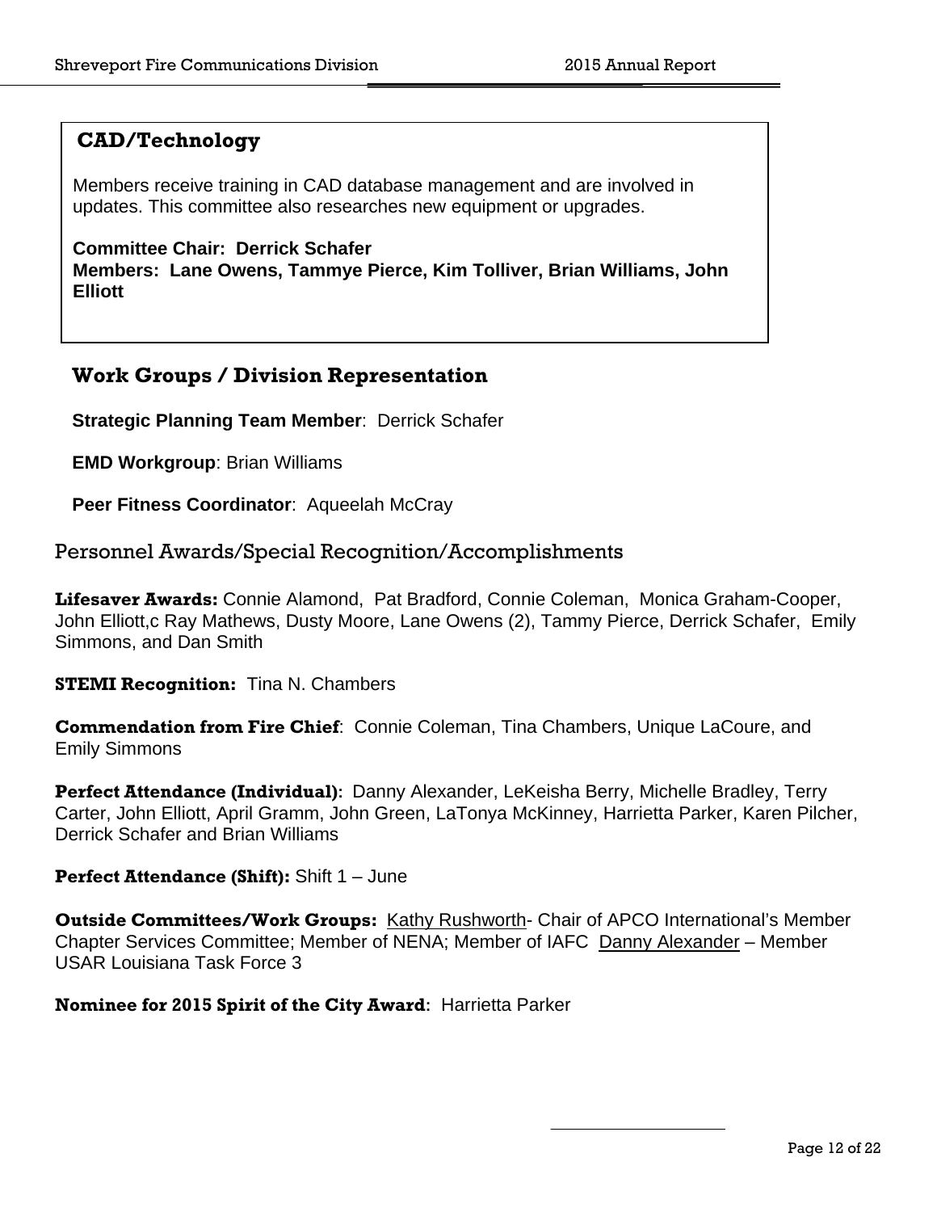## CAD/Technology

Members receive training in CAD database management and are involved in updates. This committee also researches new equipment or upgrades.

**Committee Chair: Derrick Schafer**
**Members: Lane Owens, Tammye Pierce, Kim Tolliver, Brian Williams, John Elliott**

## Work Groups / Division Representation

**Strategic Planning Team Member**: Derrick Schafer

**EMD Workgroup**: Brian Williams

**Peer Fitness Coordinator**: Aqueelah McCray

## Personnel Awards/Special Recognition/Accomplishments

**Lifesaver Awards:** Connie Alamond, Pat Bradford, Connie Coleman, Monica Graham-Cooper, John Elliott,c Ray Mathews, Dusty Moore, Lane Owens (2), Tammy Pierce, Derrick Schafer, Emily Simmons, and Dan Smith

**STEMI Recognition:** Tina N. Chambers

**Commendation from Fire Chief**: Connie Coleman, Tina Chambers, Unique LaCoure, and Emily Simmons

**Perfect Attendance (Individual)**: Danny Alexander, LeKeisha Berry, Michelle Bradley, Terry Carter, John Elliott, April Gramm, John Green, LaTonya McKinney, Harrietta Parker, Karen Pilcher, Derrick Schafer and Brian Williams

**Perfect Attendance (Shift):** Shift 1 – June

**Outside Committees/Work Groups:** Kathy Rushworth- Chair of APCO International's Member Chapter Services Committee; Member of NENA; Member of IAFC Danny Alexander – Member USAR Louisiana Task Force 3

**Nominee for 2015 Spirit of the City Award**: Harrietta Parker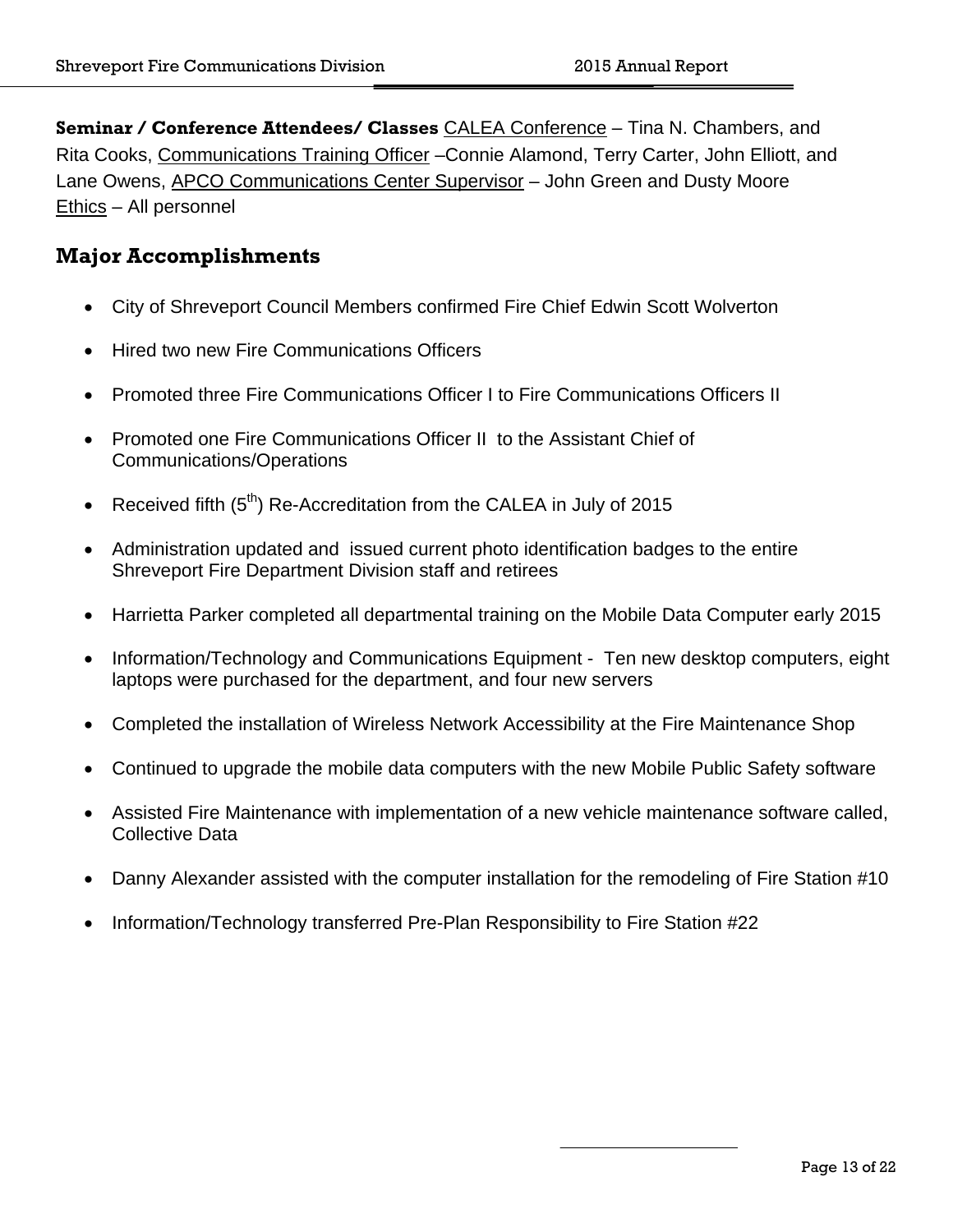**Seminar / Conference Attendees/ Classes** CALEA Conference – Tina N. Chambers, and Rita Cooks, Communications Training Officer –Connie Alamond, Terry Carter, John Elliott, and Lane Owens, APCO Communications Center Supervisor – John Green and Dusty Moore Ethics – All personnel

## Major Accomplishments

- City of Shreveport Council Members confirmed Fire Chief Edwin Scott Wolverton
- Hired two new Fire Communications Officers
- Promoted three Fire Communications Officer I to Fire Communications Officers II
- Promoted one Fire Communications Officer II to the Assistant Chief of Communications/Operations
- Received fifth (5th) Re-Accreditation from the CALEA in July of 2015
- Administration updated and issued current photo identification badges to the entire Shreveport Fire Department Division staff and retirees
- Harrietta Parker completed all departmental training on the Mobile Data Computer early 2015
- Information/Technology and Communications Equipment - Ten new desktop computers, eight laptops were purchased for the department, and four new servers
- Completed the installation of Wireless Network Accessibility at the Fire Maintenance Shop
- Continued to upgrade the mobile data computers with the new Mobile Public Safety software
- Assisted Fire Maintenance with implementation of a new vehicle maintenance software called, Collective Data
- Danny Alexander assisted with the computer installation for the remodeling of Fire Station #10
- Information/Technology transferred Pre-Plan Responsibility to Fire Station #22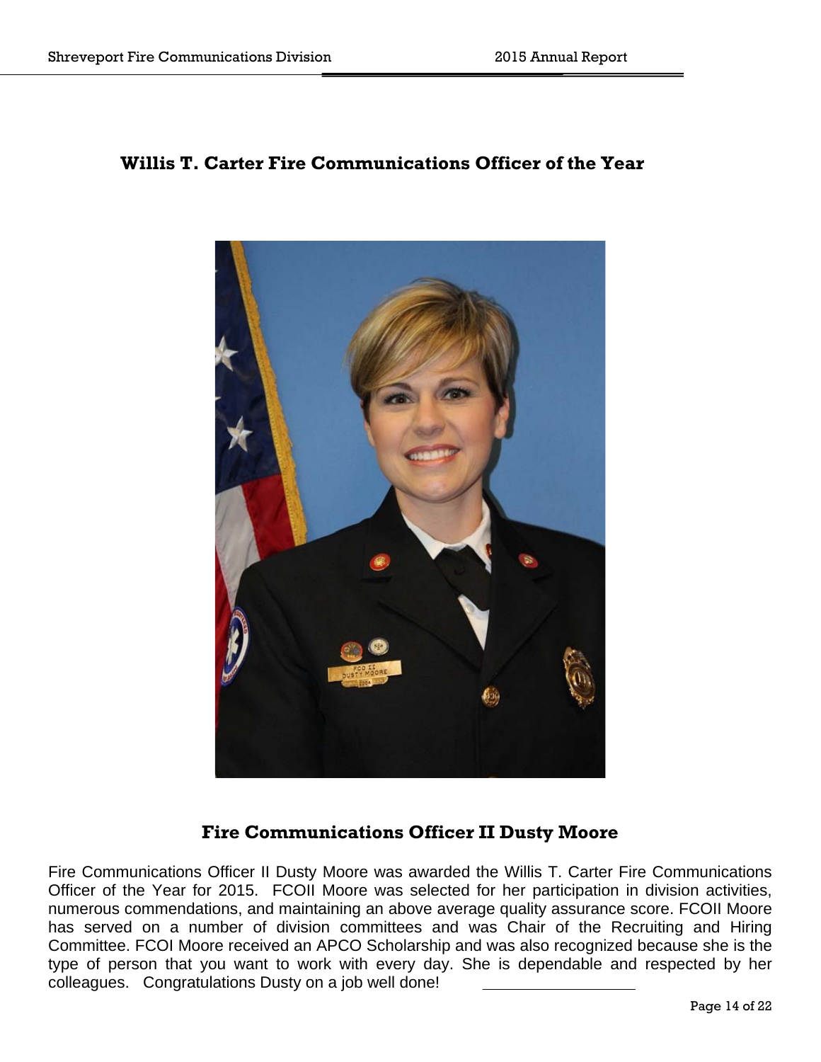## Willis T. Carter Fire Communications Officer of the Year

### Fire Communications Officer II Dusty Moore

Fire Communications Officer II Dusty Moore was awarded the Willis T. Carter Fire Communications Officer of the Year for 2015. FCOII Moore was selected for her participation in division activities, numerous commendations, and maintaining an above average quality assurance score. FCOII Moore has served on a number of division committees and was Chair of the Recruiting and Hiring Committee. FCOI Moore received an APCO Scholarship and was also recognized because she is the type of person that you want to work with every day. She is dependable and respected by her colleagues. Congratulations Dusty on a job well done!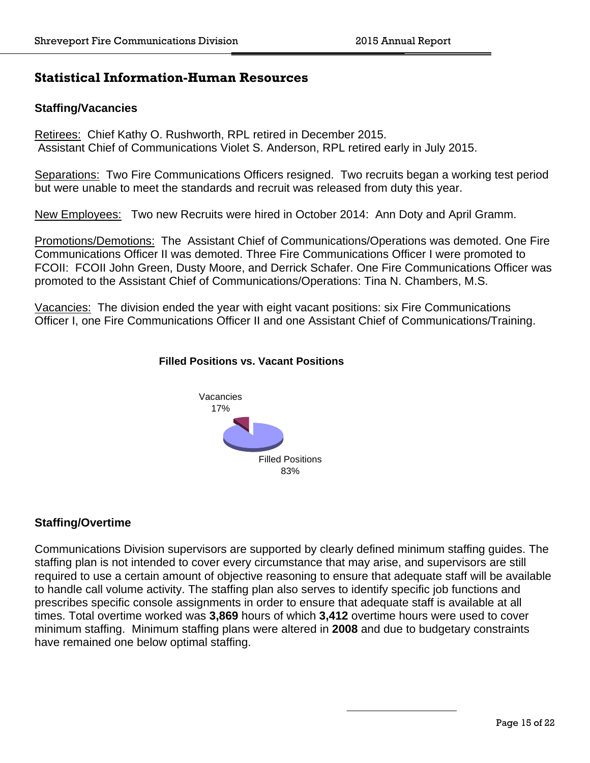## Statistical Information-Human Resources

### Staffing/Vacancies

Retirees: Chief Kathy O. Rushworth, RPL retired in December 2015.
Assistant Chief of Communications Violet S. Anderson, RPL retired early in July 2015.

Separations: Two Fire Communications Officers resigned. Two recruits began a working test period but were unable to meet the standards and recruit was released from duty this year.

New Employees: Two new Recruits were hired in October 2014: Ann Doty and April Gramm.

Promotions/Demotions: The Assistant Chief of Communications/Operations was demoted. One Fire Communications Officer II was demoted. Three Fire Communications Officer I were promoted to FCOII: FCOII John Green, Dusty Moore, and Derrick Schafer. One Fire Communications Officer was promoted to the Assistant Chief of Communications/Operations: Tina N. Chambers, M.S.

Vacancies: The division ended the year with eight vacant positions: six Fire Communications Officer I, one Fire Communications Officer II and one Assistant Chief of Communications/Training.

**Filled Positions vs. Vacant Positions**

Vacancies 17%

Filled Positions 83%

### Staffing/Overtime

Communications Division supervisors are supported by clearly defined minimum staffing guides. The staffing plan is not intended to cover every circumstance that may arise, and supervisors are still required to use a certain amount of objective reasoning to ensure that adequate staff will be available to handle call volume activity. The staffing plan also serves to identify specific job functions and prescribes specific console assignments in order to ensure that adequate staff is available at all times. Total overtime worked was **3,869** hours of which **3,412** overtime hours were used to cover minimum staffing. Minimum staffing plans were altered in **2008** and due to budgetary constraints have remained one below optimal staffing.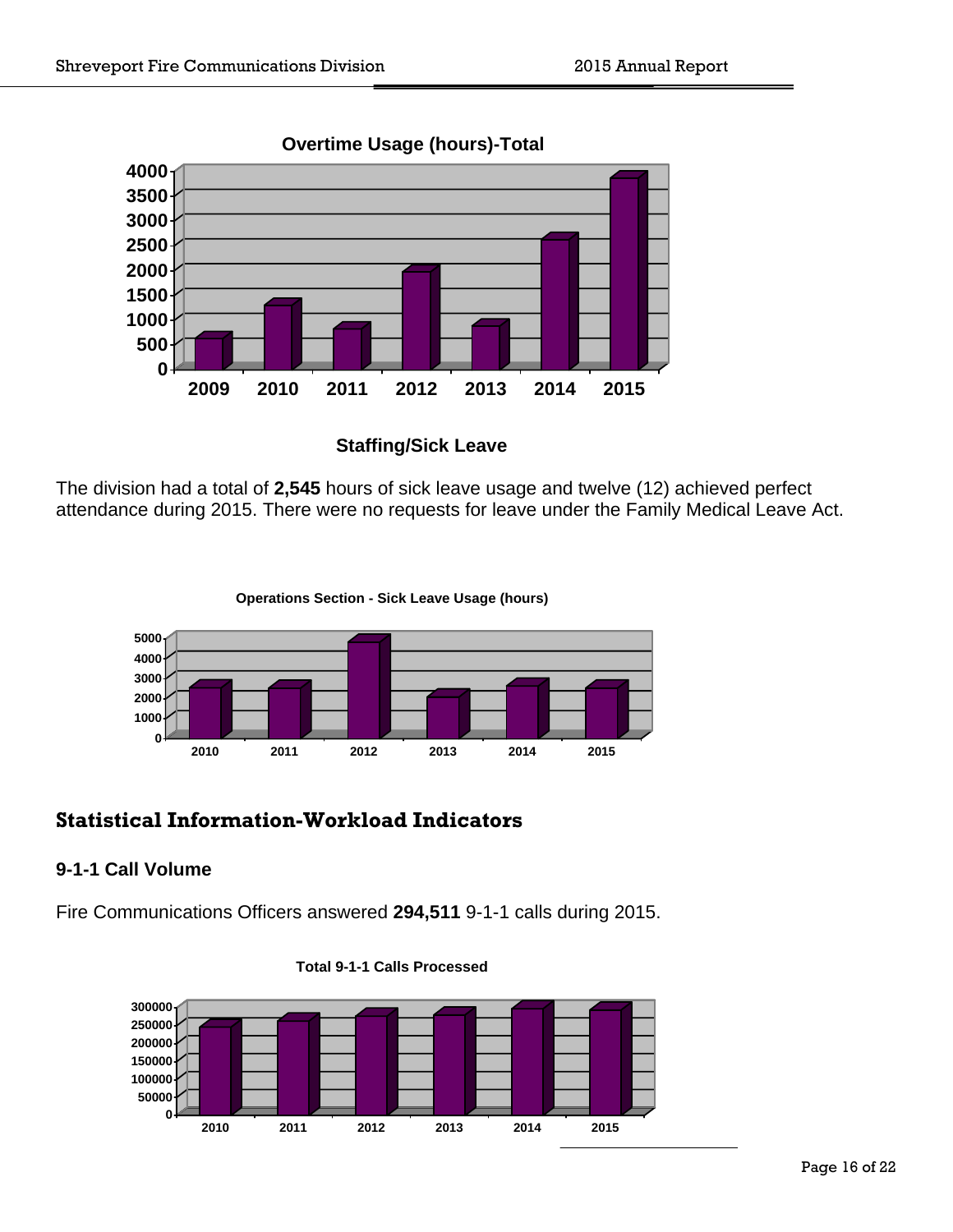**Overtime Usage (hours)-Total**

**Staffing/Sick Leave**

The division had a total of **2,545** hours of sick leave usage and twelve (12) achieved perfect attendance during 2015. There were no requests for leave under the Family Medical Leave Act.

**Operations Section - Sick Leave Usage (hours)**

## Statistical Information-Workload Indicators

### 9-1-1 Call Volume

Fire Communications Officers answered **294,511** 9-1-1 calls during 2015.

**Total 9-1-1 Calls Processed**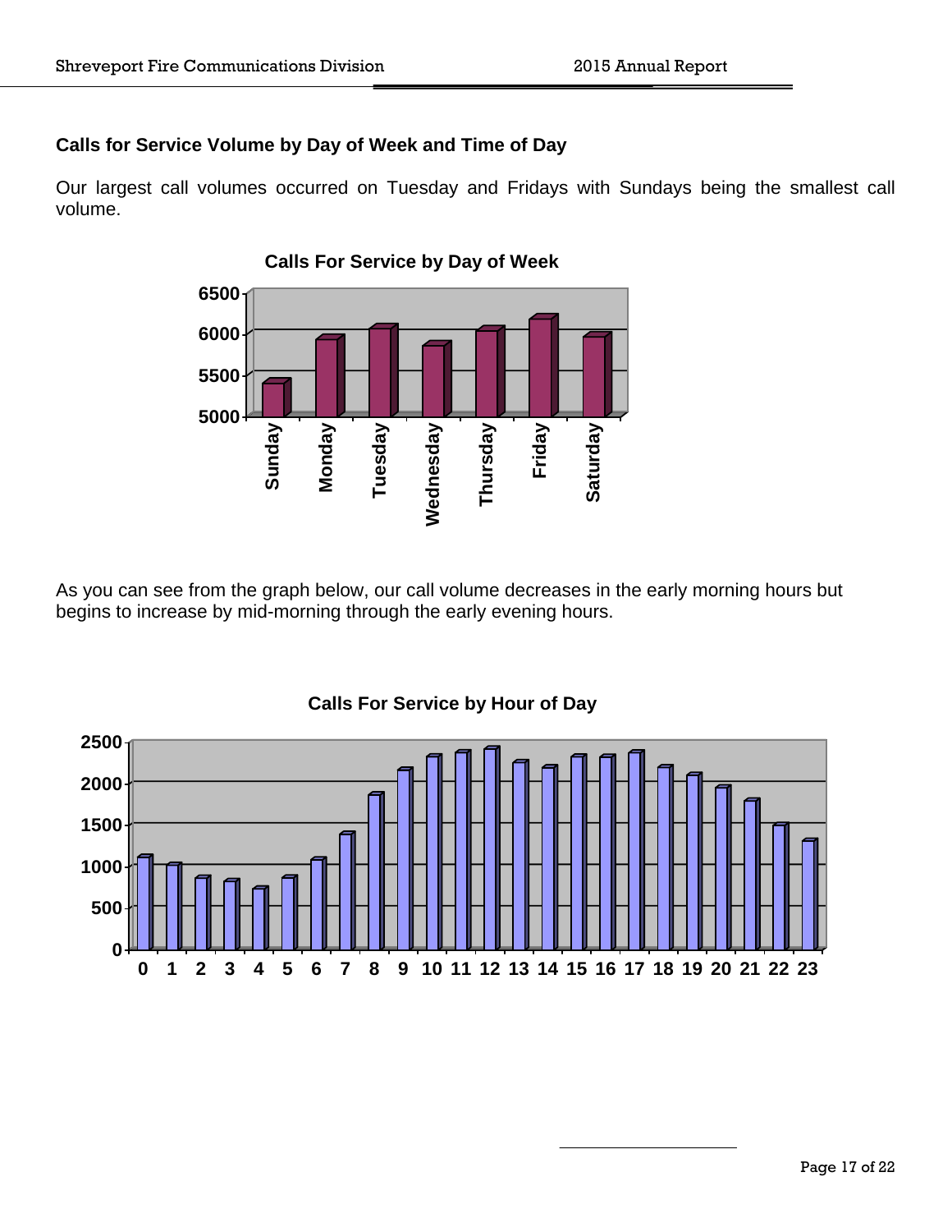### Calls for Service Volume by Day of Week and Time of Day

Our largest call volumes occurred on Tuesday and Fridays with Sundays being the smallest call volume.

**Calls For Service by Day of Week**

As you can see from the graph below, our call volume decreases in the early morning hours but begins to increase by mid-morning through the early evening hours.

**Calls For Service by Hour of Day**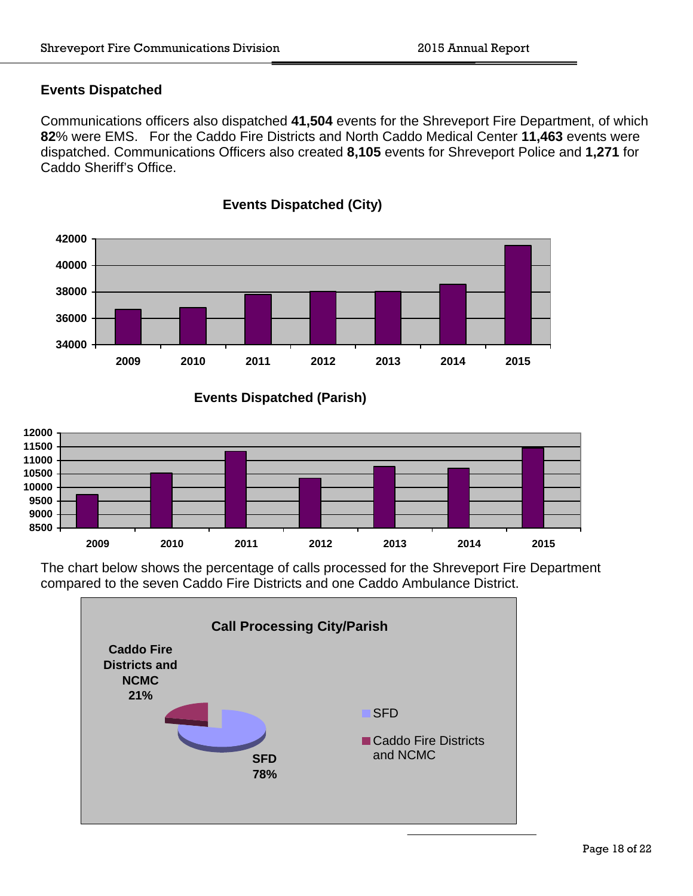## Events Dispatched

Communications officers also dispatched **41,504** events for the Shreveport Fire Department, of which **82**% were EMS. For the Caddo Fire Districts and North Caddo Medical Center **11,463** events were dispatched. Communications Officers also created **8,105** events for Shreveport Police and **1,271** for Caddo Sheriff's Office.

**Events Dispatched (City)**

**Events Dispatched (Parish)**

The chart below shows the percentage of calls processed for the Shreveport Fire Department compared to the seven Caddo Fire Districts and one Caddo Ambulance District.

**Call Processing City/Parish**

- SFD: 78%
- Caddo Fire Districts and NCMC: 21%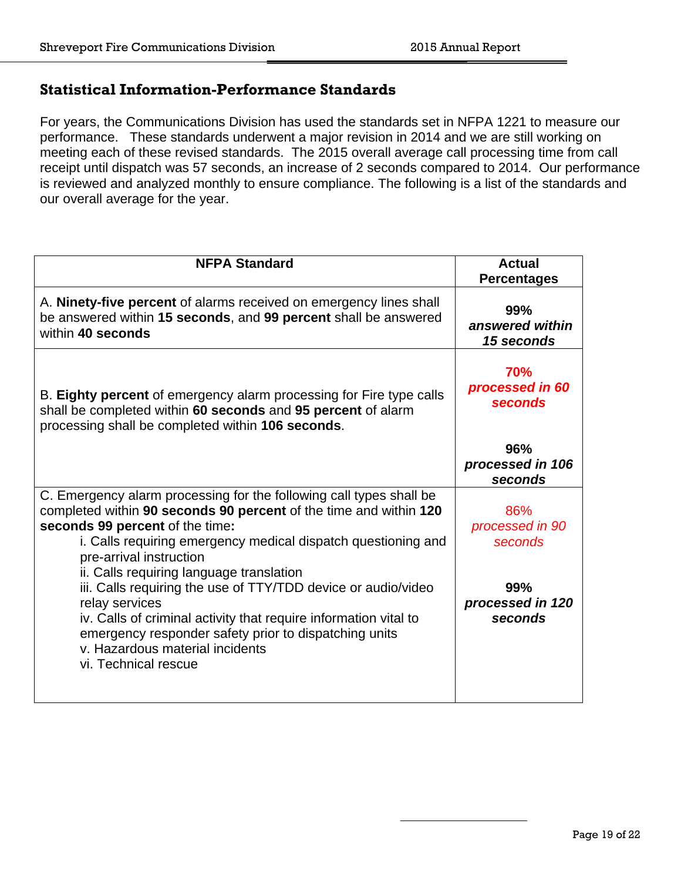## Statistical Information-Performance Standards

For years, the Communications Division has used the standards set in NFPA 1221 to measure our performance. These standards underwent a major revision in 2014 and we are still working on meeting each of these revised standards. The 2015 overall average call processing time from call receipt until dispatch was 57 seconds, an increase of 2 seconds compared to 2014. Our performance is reviewed and analyzed monthly to ensure compliance. The following is a list of the standards and our overall average for the year.

| NFPA Standard | Actual Percentages |
|---|---|
| A. **Ninety-five percent** of alarms received on emergency lines shall be answered within **15 seconds**, and **99 percent** shall be answered within **40 seconds** | **99%** ***answered within 15 seconds*** |
| B. **Eighty percent** of emergency alarm processing for Fire type calls shall be completed within **60 seconds** and **95 percent** of alarm processing shall be completed within **106 seconds**. | **70%** ***processed in 60 seconds***<br><br>**96%** ***processed in 106 seconds*** |
| C. Emergency alarm processing for the following call types shall be completed within **90 seconds 90 percent** of the time and within **120 seconds 99 percent** of the time**:**<br>i. Calls requiring emergency medical dispatch questioning and pre-arrival instruction<br>ii. Calls requiring language translation<br>iii. Calls requiring the use of TTY/TDD device or audio/video relay services<br>iv. Calls of criminal activity that require information vital to emergency responder safety prior to dispatching units<br>v. Hazardous material incidents<br>vi. Technical rescue | 86% *processed in 90 seconds*<br><br>**99%** ***processed in 120 seconds*** |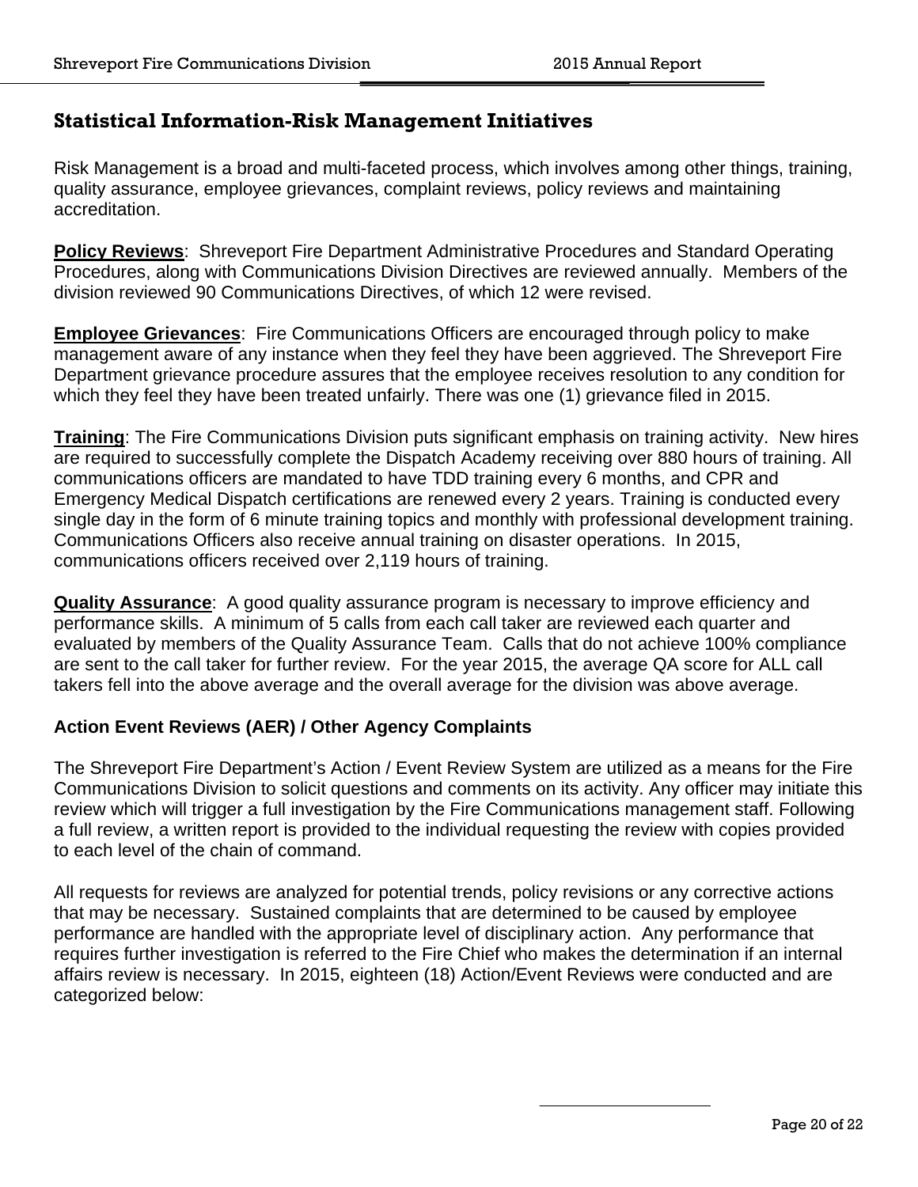## Statistical Information-Risk Management Initiatives

Risk Management is a broad and multi-faceted process, which involves among other things, training, quality assurance, employee grievances, complaint reviews, policy reviews and maintaining accreditation.

**Policy Reviews**: Shreveport Fire Department Administrative Procedures and Standard Operating Procedures, along with Communications Division Directives are reviewed annually. Members of the division reviewed 90 Communications Directives, of which 12 were revised.

**Employee Grievances**: Fire Communications Officers are encouraged through policy to make management aware of any instance when they feel they have been aggrieved. The Shreveport Fire Department grievance procedure assures that the employee receives resolution to any condition for which they feel they have been treated unfairly. There was one (1) grievance filed in 2015.

**Training**: The Fire Communications Division puts significant emphasis on training activity. New hires are required to successfully complete the Dispatch Academy receiving over 880 hours of training. All communications officers are mandated to have TDD training every 6 months, and CPR and Emergency Medical Dispatch certifications are renewed every 2 years. Training is conducted every single day in the form of 6 minute training topics and monthly with professional development training. Communications Officers also receive annual training on disaster operations. In 2015, communications officers received over 2,119 hours of training.

**Quality Assurance**: A good quality assurance program is necessary to improve efficiency and performance skills. A minimum of 5 calls from each call taker are reviewed each quarter and evaluated by members of the Quality Assurance Team. Calls that do not achieve 100% compliance are sent to the call taker for further review. For the year 2015, the average QA score for ALL call takers fell into the above average and the overall average for the division was above average.

### Action Event Reviews (AER) / Other Agency Complaints

The Shreveport Fire Department's Action / Event Review System are utilized as a means for the Fire Communications Division to solicit questions and comments on its activity. Any officer may initiate this review which will trigger a full investigation by the Fire Communications management staff. Following a full review, a written report is provided to the individual requesting the review with copies provided to each level of the chain of command.

All requests for reviews are analyzed for potential trends, policy revisions or any corrective actions that may be necessary. Sustained complaints that are determined to be caused by employee performance are handled with the appropriate level of disciplinary action. Any performance that requires further investigation is referred to the Fire Chief who makes the determination if an internal affairs review is necessary. In 2015, eighteen (18) Action/Event Reviews were conducted and are categorized below: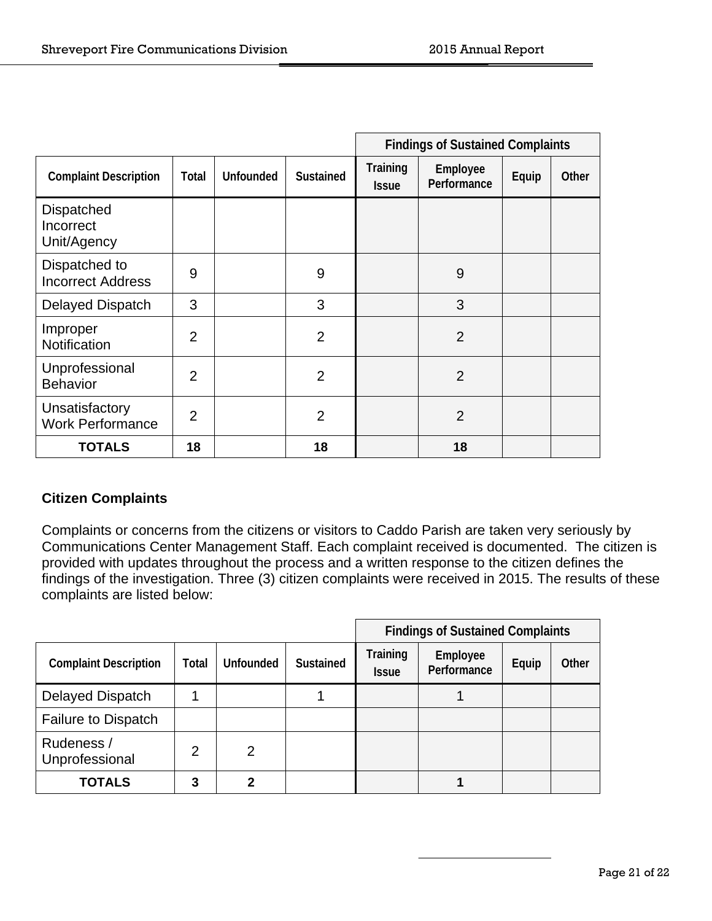| | | | | Findings of Sustained Complaints | | | |
|---|---|---|---|---|---|---|---|
| **Complaint Description** | **Total** | **Unfounded** | **Sustained** | **Training Issue** | **Employee Performance** | **Equip** | **Other** |
| Dispatched Incorrect Unit/Agency | | | | | | | |
| Dispatched to Incorrect Address | 9 | | 9 | | 9 | | |
| Delayed Dispatch | 3 | | 3 | | 3 | | |
| Improper Notification | 2 | | 2 | | 2 | | |
| Unprofessional Behavior | 2 | | 2 | | 2 | | |
| Unsatisfactory Work Performance | 2 | | 2 | | 2 | | |
| **TOTALS** | **18** | | **18** | | **18** | | |

### Citizen Complaints

Complaints or concerns from the citizens or visitors to Caddo Parish are taken very seriously by Communications Center Management Staff. Each complaint received is documented. The citizen is provided with updates throughout the process and a written response to the citizen defines the findings of the investigation. Three (3) citizen complaints were received in 2015. The results of these complaints are listed below:

| | | | | Findings of Sustained Complaints | | | |
|---|---|---|---|---|---|---|---|
| **Complaint Description** | **Total** | **Unfounded** | **Sustained** | **Training Issue** | **Employee Performance** | **Equip** | **Other** |
| Delayed Dispatch | 1 | | 1 | | 1 | | |
| Failure to Dispatch | | | | | | | |
| Rudeness / Unprofessional | 2 | 2 | | | | | |
| **TOTALS** | **3** | **2** | | | **1** | | |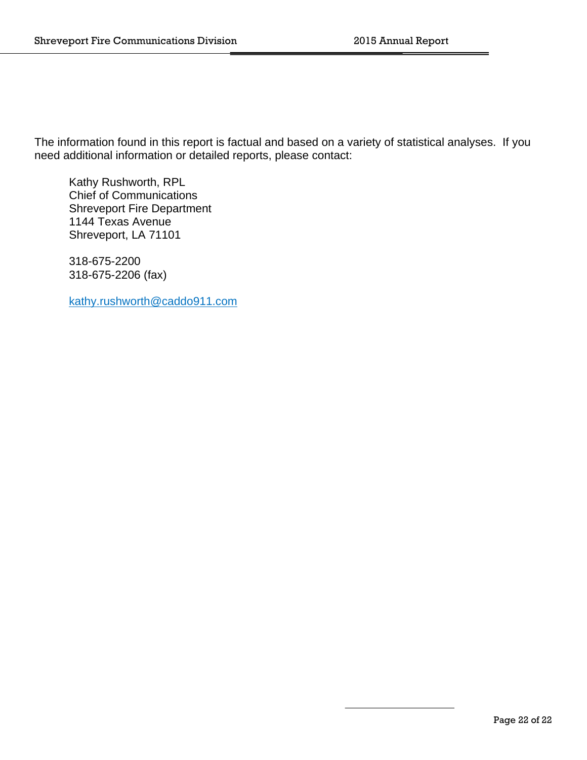The information found in this report is factual and based on a variety of statistical analyses. If you need additional information or detailed reports, please contact:

Kathy Rushworth, RPL  
Chief of Communications  
Shreveport Fire Department  
1144 Texas Avenue  
Shreveport, LA 71101

318-675-2200  
318-675-2206 (fax)

kathy.rushworth@caddo911.com